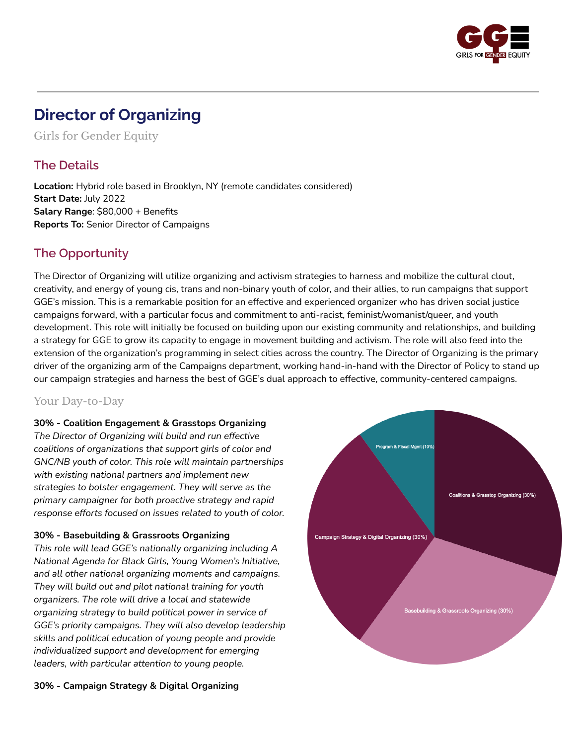# Director of Organizing

Girls for Gender Equity

## The Details

**Location:** Hybrid role based in Brooklyn, NY (remote candidates considered)
**Start Date:** July 2022
**Salary Range**: $80,000 + Benefits
**Reports To:** Senior Director of Campaigns

## The Opportunity

The Director of Organizing will utilize organizing and activism strategies to harness and mobilize the cultural clout, creativity, and energy of young cis, trans and non-binary youth of color, and their allies, to run campaigns that support GGE's mission. This is a remarkable position for an effective and experienced organizer who has driven social justice campaigns forward, with a particular focus and commitment to anti-racist, feminist/womanist/queer, and youth development. This role will initially be focused on building upon our existing community and relationships, and building a strategy for GGE to grow its capacity to engage in movement building and activism. The role will also feed into the extension of the organization's programming in select cities across the country. The Director of Organizing is the primary driver of the organizing arm of the Campaigns department, working hand-in-hand with the Director of Policy to stand up our campaign strategies and harness the best of GGE's dual approach to effective, community-centered campaigns.

### Your Day-to-Day

**30% - Coalition Engagement & Grasstops Organizing**
*The Director of Organizing will build and run effective coalitions of organizations that support girls of color and GNC/NB youth of color. This role will maintain partnerships with existing national partners and implement new strategies to bolster engagement. They will serve as the primary campaigner for both proactive strategy and rapid response efforts focused on issues related to youth of color.*

**30% - Basebuilding & Grassroots Organizing**
*This role will lead GGE's nationally organizing including A National Agenda for Black Girls, Young Women's Initiative, and all other national organizing moments and campaigns. They will build out and pilot national training for youth organizers. The role will drive a local and statewide organizing strategy to build political power in service of GGE's priority campaigns. They will also develop leadership skills and political education of young people and provide individualized support and development for emerging leaders, with particular attention to young people.*

Coalitions & Grasstop Organizing (30%)
Basebuilding & Grassroots Organizing (30%)
Campaign Strategy & Digital Organizing (30%)
Program & Fiscal Mgmt (10%)

**30% - Campaign Strategy & Digital Organizing**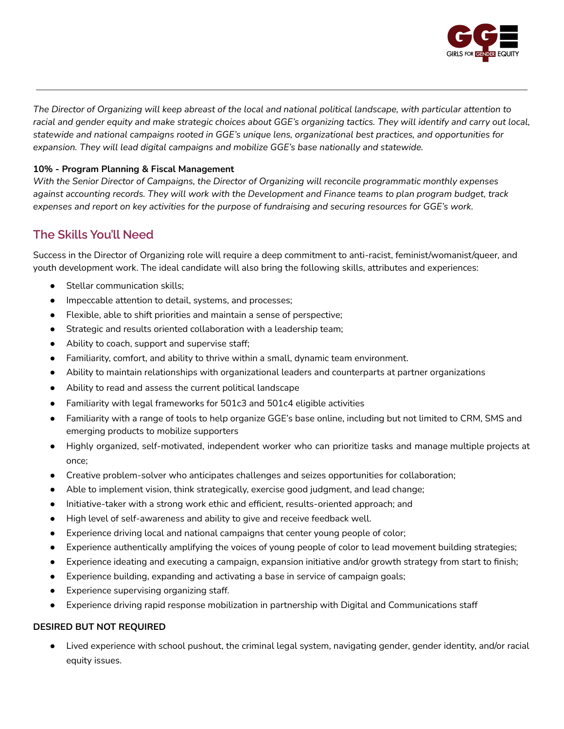*The Director of Organizing will keep abreast of the local and national political landscape, with particular attention to racial and gender equity and make strategic choices about GGE's organizing tactics. They will identify and carry out local, statewide and national campaigns rooted in GGE's unique lens, organizational best practices, and opportunities for expansion. They will lead digital campaigns and mobilize GGE's base nationally and statewide.*

**10% - Program Planning & Fiscal Management**

*With the Senior Director of Campaigns, the Director of Organizing will reconcile programmatic monthly expenses against accounting records. They will work with the Development and Finance teams to plan program budget, track expenses and report on key activities for the purpose of fundraising and securing resources for GGE's work.*

## The Skills You'll Need

Success in the Director of Organizing role will require a deep commitment to anti-racist, feminist/womanist/queer, and youth development work. The ideal candidate will also bring the following skills, attributes and experiences:

- Stellar communication skills;
- Impeccable attention to detail, systems, and processes;
- Flexible, able to shift priorities and maintain a sense of perspective;
- Strategic and results oriented collaboration with a leadership team;
- Ability to coach, support and supervise staff;
- Familiarity, comfort, and ability to thrive within a small, dynamic team environment.
- Ability to maintain relationships with organizational leaders and counterparts at partner organizations
- Ability to read and assess the current political landscape
- Familiarity with legal frameworks for 501c3 and 501c4 eligible activities
- Familiarity with a range of tools to help organize GGE's base online, including but not limited to CRM, SMS and emerging products to mobilize supporters
- Highly organized, self-motivated, independent worker who can prioritize tasks and manage multiple projects at once;
- Creative problem-solver who anticipates challenges and seizes opportunities for collaboration;
- Able to implement vision, think strategically, exercise good judgment, and lead change;
- Initiative-taker with a strong work ethic and efficient, results-oriented approach; and
- High level of self-awareness and ability to give and receive feedback well.
- Experience driving local and national campaigns that center young people of color;
- Experience authentically amplifying the voices of young people of color to lead movement building strategies;
- Experience ideating and executing a campaign, expansion initiative and/or growth strategy from start to finish;
- Experience building, expanding and activating a base in service of campaign goals;
- Experience supervising organizing staff.
- Experience driving rapid response mobilization in partnership with Digital and Communications staff

**DESIRED BUT NOT REQUIRED**

- Lived experience with school pushout, the criminal legal system, navigating gender, gender identity, and/or racial equity issues.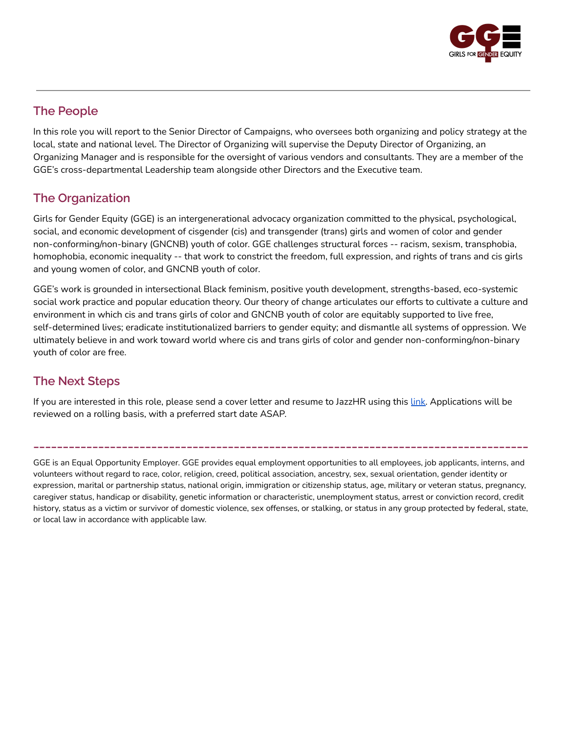## The People

In this role you will report to the Senior Director of Campaigns, who oversees both organizing and policy strategy at the local, state and national level. The Director of Organizing will supervise the Deputy Director of Organizing, an Organizing Manager and is responsible for the oversight of various vendors and consultants. They are a member of the GGE's cross-departmental Leadership team alongside other Directors and the Executive team.

## The Organization

Girls for Gender Equity (GGE) is an intergenerational advocacy organization committed to the physical, psychological, social, and economic development of cisgender (cis) and transgender (trans) girls and women of color and gender non-conforming/non-binary (GNCNB) youth of color. GGE challenges structural forces -- racism, sexism, transphobia, homophobia, economic inequality -- that work to constrict the freedom, full expression, and rights of trans and cis girls and young women of color, and GNCNB youth of color.

GGE's work is grounded in intersectional Black feminism, positive youth development, strengths-based, eco-systemic social work practice and popular education theory. Our theory of change articulates our efforts to cultivate a culture and environment in which cis and trans girls of color and GNCNB youth of color are equitably supported to live free, self-determined lives; eradicate institutionalized barriers to gender equity; and dismantle all systems of oppression. We ultimately believe in and work toward world where cis and trans girls of color and gender non-conforming/non-binary youth of color are free.

## The Next Steps

If you are interested in this role, please send a cover letter and resume to JazzHR using this link. Applications will be reviewed on a rolling basis, with a preferred start date ASAP.

---

GGE is an Equal Opportunity Employer. GGE provides equal employment opportunities to all employees, job applicants, interns, and volunteers without regard to race, color, religion, creed, political association, ancestry, sex, sexual orientation, gender identity or expression, marital or partnership status, national origin, immigration or citizenship status, age, military or veteran status, pregnancy, caregiver status, handicap or disability, genetic information or characteristic, unemployment status, arrest or conviction record, credit history, status as a victim or survivor of domestic violence, sex offenses, or stalking, or status in any group protected by federal, state, or local law in accordance with applicable law.